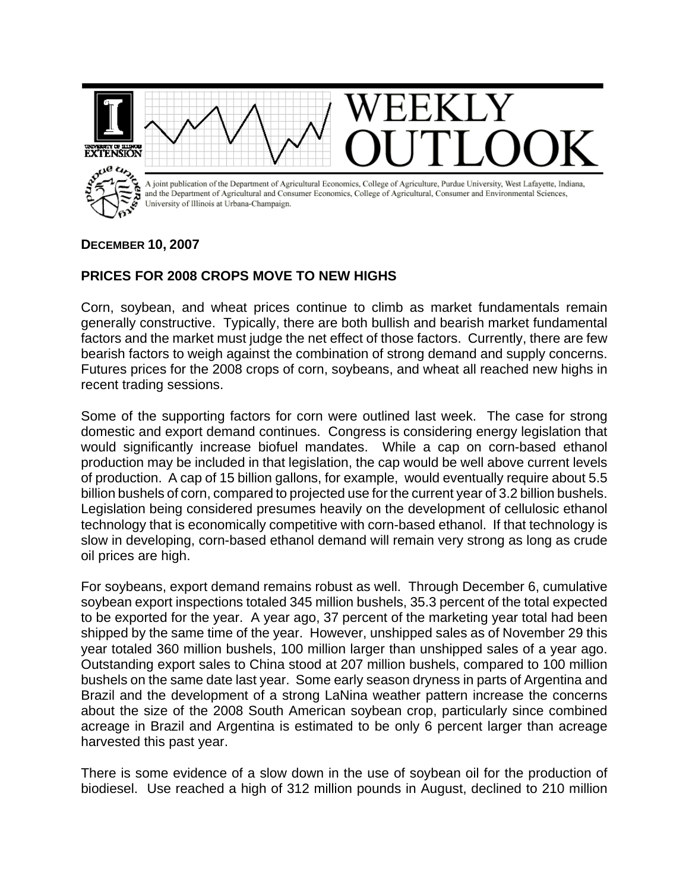WEEKLY OUTLOOK

A joint publication of the Department of Agricultural Economics, College of Agriculture, Purdue University, West Lafayette, Indiana, and the Department of Agricultural and Consumer Economics, College of Agricultural, Consumer and Environmental Sciences, University of Illinois at Urbana-Champaign.

**DECEMBER 10, 2007**

## PRICES FOR 2008 CROPS MOVE TO NEW HIGHS

Corn, soybean, and wheat prices continue to climb as market fundamentals remain generally constructive. Typically, there are both bullish and bearish market fundamental factors and the market must judge the net effect of those factors. Currently, there are few bearish factors to weigh against the combination of strong demand and supply concerns. Futures prices for the 2008 crops of corn, soybeans, and wheat all reached new highs in recent trading sessions.

Some of the supporting factors for corn were outlined last week. The case for strong domestic and export demand continues. Congress is considering energy legislation that would significantly increase biofuel mandates. While a cap on corn-based ethanol production may be included in that legislation, the cap would be well above current levels of production. A cap of 15 billion gallons, for example, would eventually require about 5.5 billion bushels of corn, compared to projected use for the current year of 3.2 billion bushels. Legislation being considered presumes heavily on the development of cellulosic ethanol technology that is economically competitive with corn-based ethanol. If that technology is slow in developing, corn-based ethanol demand will remain very strong as long as crude oil prices are high.

For soybeans, export demand remains robust as well. Through December 6, cumulative soybean export inspections totaled 345 million bushels, 35.3 percent of the total expected to be exported for the year. A year ago, 37 percent of the marketing year total had been shipped by the same time of the year. However, unshipped sales as of November 29 this year totaled 360 million bushels, 100 million larger than unshipped sales of a year ago. Outstanding export sales to China stood at 207 million bushels, compared to 100 million bushels on the same date last year. Some early season dryness in parts of Argentina and Brazil and the development of a strong LaNina weather pattern increase the concerns about the size of the 2008 South American soybean crop, particularly since combined acreage in Brazil and Argentina is estimated to be only 6 percent larger than acreage harvested this past year.

There is some evidence of a slow down in the use of soybean oil for the production of biodiesel. Use reached a high of 312 million pounds in August, declined to 210 million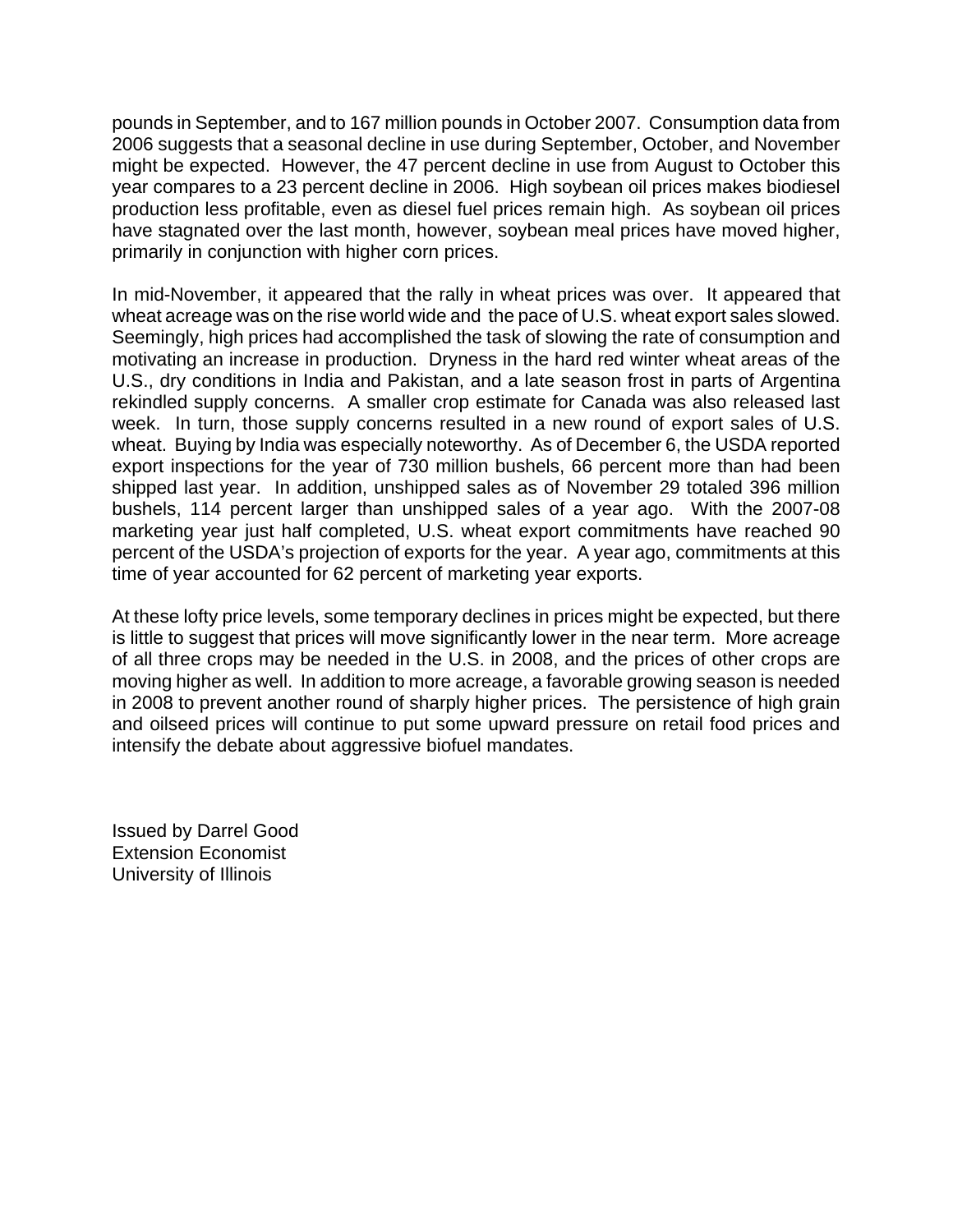pounds in September, and to 167 million pounds in October 2007. Consumption data from 2006 suggests that a seasonal decline in use during September, October, and November might be expected. However, the 47 percent decline in use from August to October this year compares to a 23 percent decline in 2006. High soybean oil prices makes biodiesel production less profitable, even as diesel fuel prices remain high. As soybean oil prices have stagnated over the last month, however, soybean meal prices have moved higher, primarily in conjunction with higher corn prices.

In mid-November, it appeared that the rally in wheat prices was over. It appeared that wheat acreage was on the rise world wide and the pace of U.S. wheat export sales slowed. Seemingly, high prices had accomplished the task of slowing the rate of consumption and motivating an increase in production. Dryness in the hard red winter wheat areas of the U.S., dry conditions in India and Pakistan, and a late season frost in parts of Argentina rekindled supply concerns. A smaller crop estimate for Canada was also released last week. In turn, those supply concerns resulted in a new round of export sales of U.S. wheat. Buying by India was especially noteworthy. As of December 6, the USDA reported export inspections for the year of 730 million bushels, 66 percent more than had been shipped last year. In addition, unshipped sales as of November 29 totaled 396 million bushels, 114 percent larger than unshipped sales of a year ago. With the 2007-08 marketing year just half completed, U.S. wheat export commitments have reached 90 percent of the USDA's projection of exports for the year. A year ago, commitments at this time of year accounted for 62 percent of marketing year exports.

At these lofty price levels, some temporary declines in prices might be expected, but there is little to suggest that prices will move significantly lower in the near term. More acreage of all three crops may be needed in the U.S. in 2008, and the prices of other crops are moving higher as well. In addition to more acreage, a favorable growing season is needed in 2008 to prevent another round of sharply higher prices. The persistence of high grain and oilseed prices will continue to put some upward pressure on retail food prices and intensify the debate about aggressive biofuel mandates.

Issued by Darrel Good
Extension Economist
University of Illinois